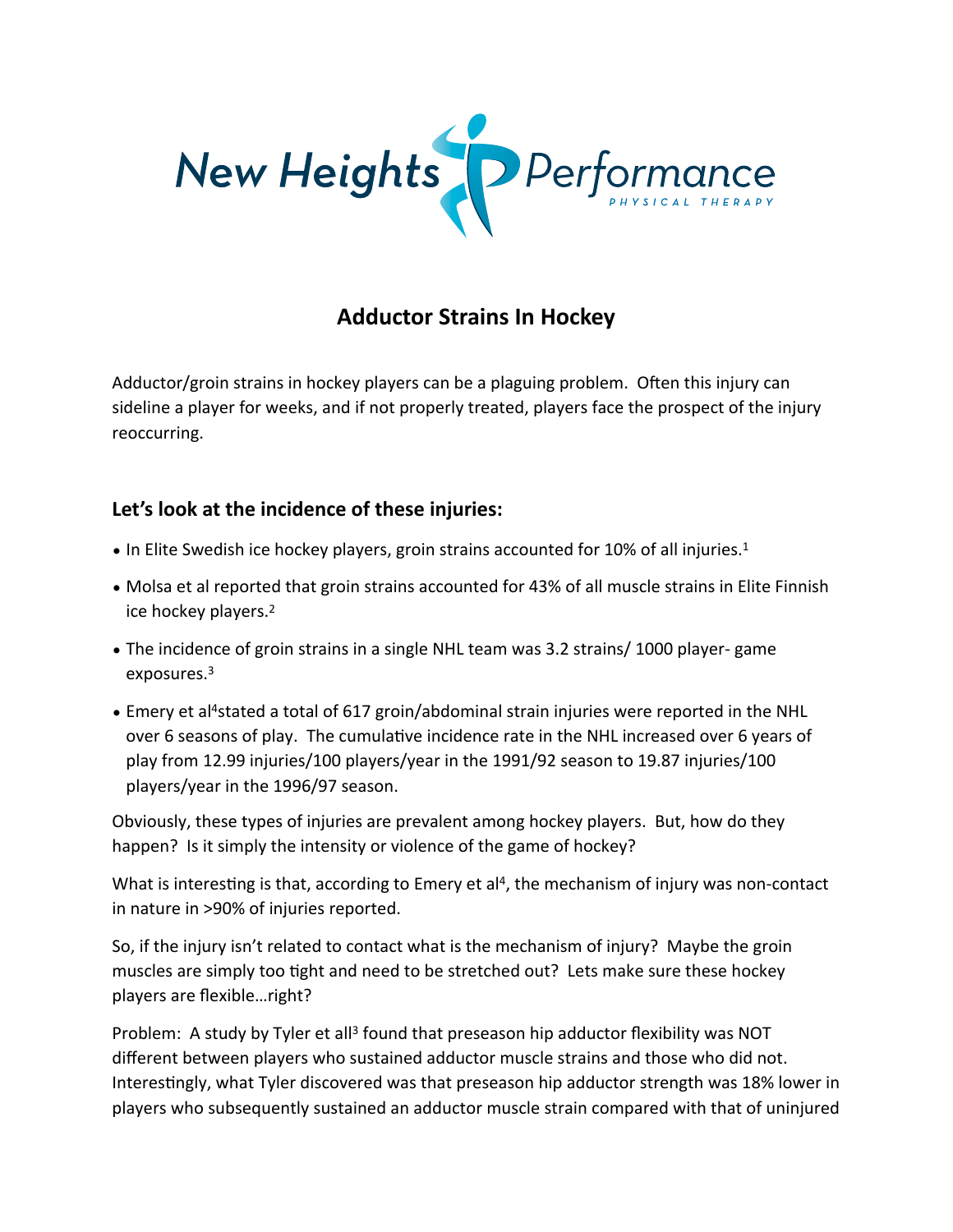New Heights Performance
PHYSICAL THERAPY

# Adductor Strains In Hockey

Adductor/groin strains in hockey players can be a plaguing problem. Often this injury can sideline a player for weeks, and if not properly treated, players face the prospect of the injury reoccurring.

## Let's look at the incidence of these injuries:

- In Elite Swedish ice hockey players, groin strains accounted for 10% of all injuries.[1]
- Molsa et al reported that groin strains accounted for 43% of all muscle strains in Elite Finnish ice hockey players.[2]
- The incidence of groin strains in a single NHL team was 3.2 strains/ 1000 player- game exposures.[3]
- Emery et al[4]stated a total of 617 groin/abdominal strain injuries were reported in the NHL over 6 seasons of play. The cumulative incidence rate in the NHL increased over 6 years of play from 12.99 injuries/100 players/year in the 1991/92 season to 19.87 injuries/100 players/year in the 1996/97 season.

Obviously, these types of injuries are prevalent among hockey players. But, how do they happen? Is it simply the intensity or violence of the game of hockey?

What is interesting is that, according to Emery et al[4], the mechanism of injury was non-contact in nature in >90% of injuries reported.

So, if the injury isn't related to contact what is the mechanism of injury? Maybe the groin muscles are simply too tight and need to be stretched out? Lets make sure these hockey players are flexible…right?

Problem: A study by Tyler et all[3] found that preseason hip adductor flexibility was NOT different between players who sustained adductor muscle strains and those who did not. Interestingly, what Tyler discovered was that preseason hip adductor strength was 18% lower in players who subsequently sustained an adductor muscle strain compared with that of uninjured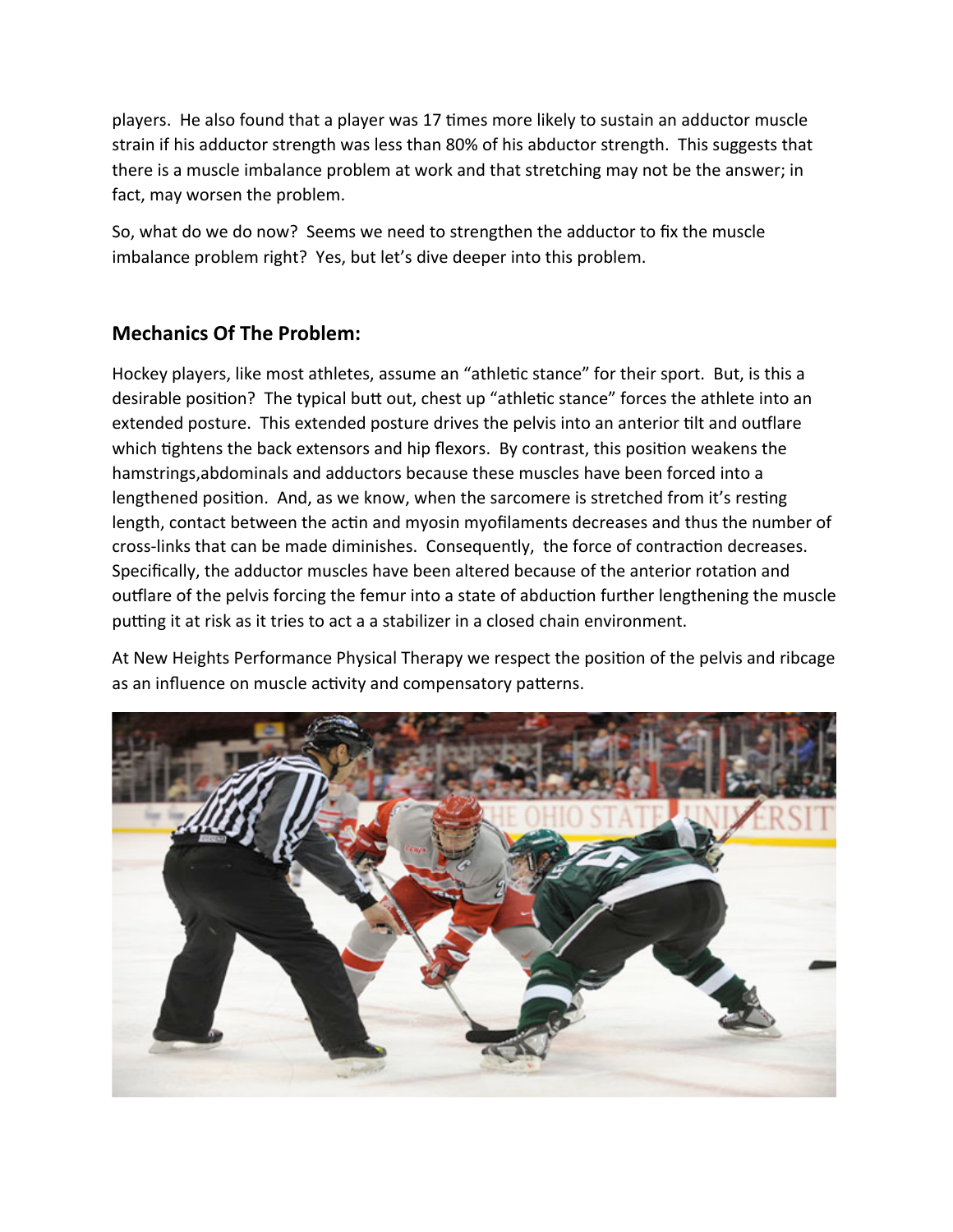players. He also found that a player was 17 times more likely to sustain an adductor muscle strain if his adductor strength was less than 80% of his abductor strength. This suggests that there is a muscle imbalance problem at work and that stretching may not be the answer; in fact, may worsen the problem.

So, what do we do now? Seems we need to strengthen the adductor to fix the muscle imbalance problem right? Yes, but let's dive deeper into this problem.

## Mechanics Of The Problem:

Hockey players, like most athletes, assume an "athletic stance" for their sport. But, is this a desirable position? The typical butt out, chest up "athletic stance" forces the athlete into an extended posture. This extended posture drives the pelvis into an anterior tilt and outflare which tightens the back extensors and hip flexors. By contrast, this position weakens the hamstrings,abdominals and adductors because these muscles have been forced into a lengthened position. And, as we know, when the sarcomere is stretched from it's resting length, contact between the actin and myosin myofilaments decreases and thus the number of cross-links that can be made diminishes. Consequently, the force of contraction decreases. Specifically, the adductor muscles have been altered because of the anterior rotation and outflare of the pelvis forcing the femur into a state of abduction further lengthening the muscle putting it at risk as it tries to act a a stabilizer in a closed chain environment.

At New Heights Performance Physical Therapy we respect the position of the pelvis and ribcage as an influence on muscle activity and compensatory patterns.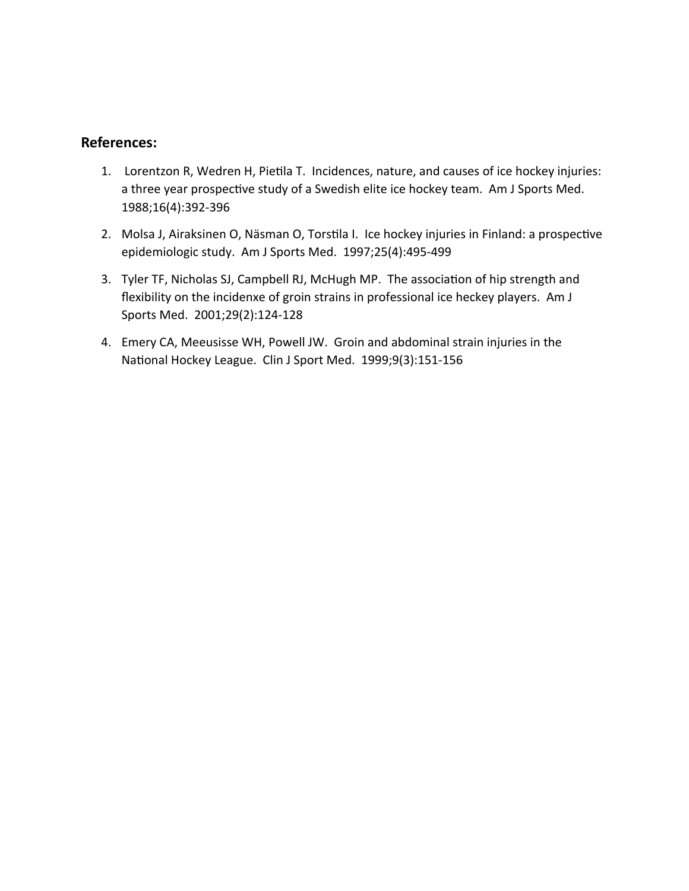**References:**

1. Lorentzon R, Wedren H, Pietila T. Incidences, nature, and causes of ice hockey injuries: a three year prospective study of a Swedish elite ice hockey team. Am J Sports Med. 1988;16(4):392-396
2. Molsa J, Airaksinen O, Näsman O, Torstila I. Ice hockey injuries in Finland: a prospective epidemiologic study. Am J Sports Med. 1997;25(4):495-499
3. Tyler TF, Nicholas SJ, Campbell RJ, McHugh MP. The association of hip strength and flexibility on the incidenxe of groin strains in professional ice heckey players. Am J Sports Med. 2001;29(2):124-128
4. Emery CA, Meeusisse WH, Powell JW. Groin and abdominal strain injuries in the National Hockey League. Clin J Sport Med. 1999;9(3):151-156